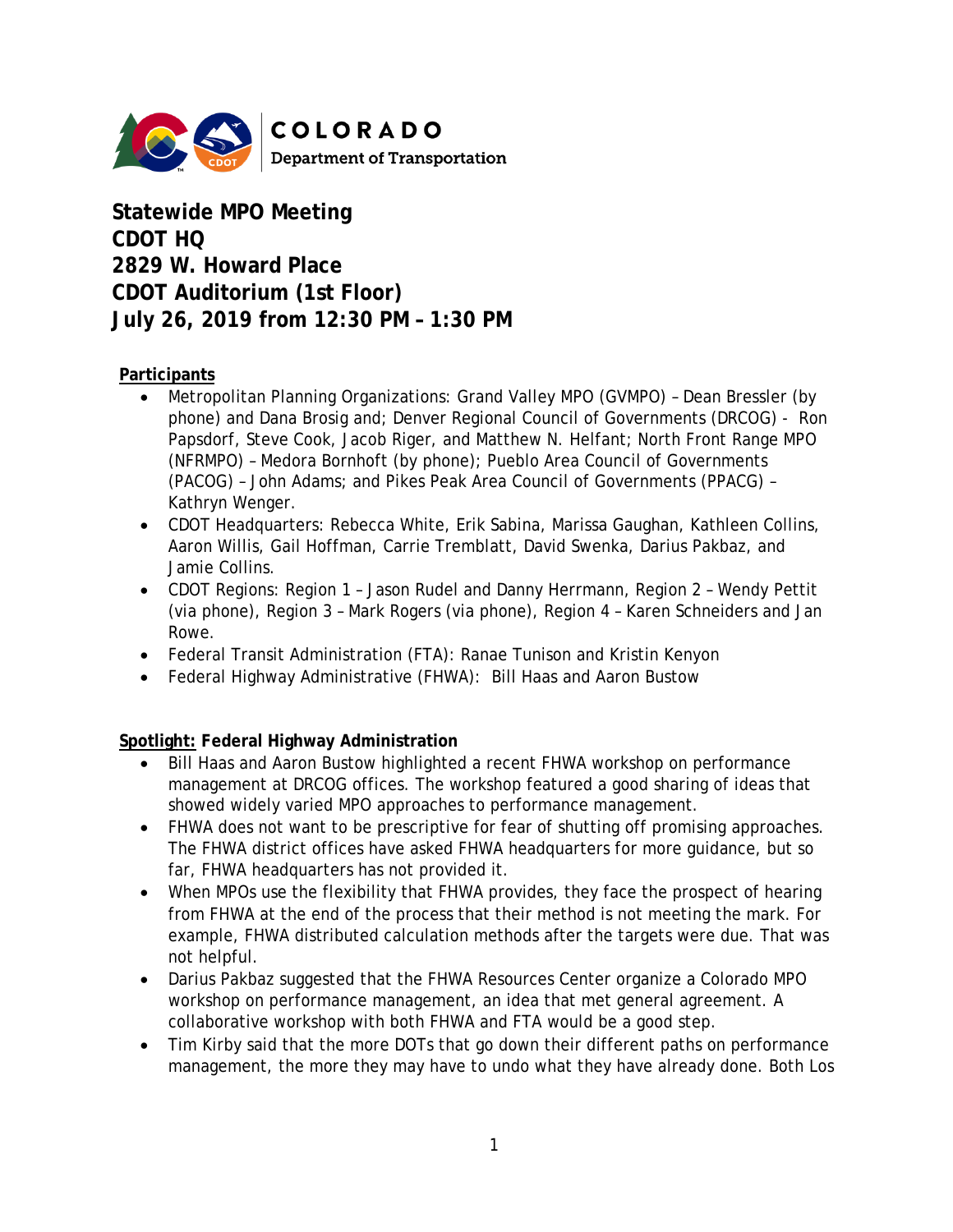COLORADO
Department of Transportation

# Statewide MPO Meeting
# CDOT HQ
# 2829 W. Howard Place
# CDOT Auditorium (1st Floor)
# July 26, 2019 from 12:30 PM – 1:30 PM

**Participants**

- Metropolitan Planning Organizations: Grand Valley MPO (GVMPO) – Dean Bressler (by phone) and Dana Brosig and; Denver Regional Council of Governments (DRCOG) - Ron Papsdorf, Steve Cook, Jacob Riger, and Matthew N. Helfant; North Front Range MPO (NFRMPO) – Medora Bornhoft (by phone); Pueblo Area Council of Governments (PACOG) – John Adams; and Pikes Peak Area Council of Governments (PPACG) – Kathryn Wenger.
- CDOT Headquarters: Rebecca White, Erik Sabina, Marissa Gaughan, Kathleen Collins, Aaron Willis, Gail Hoffman, Carrie Tremblatt, David Swenka, Darius Pakbaz, and Jamie Collins.
- CDOT Regions: Region 1 – Jason Rudel and Danny Herrmann, Region 2 – Wendy Pettit (via phone), Region 3 – Mark Rogers (via phone), Region 4 – Karen Schneiders and Jan Rowe.
- Federal Transit Administration (FTA): Ranae Tunison and Kristin Kenyon
- Federal Highway Administrative (FHWA): Bill Haas and Aaron Bustow

**Spotlight: Federal Highway Administration**

- Bill Haas and Aaron Bustow highlighted a recent FHWA workshop on performance management at DRCOG offices. The workshop featured a good sharing of ideas that showed widely varied MPO approaches to performance management.
- FHWA does not want to be prescriptive for fear of shutting off promising approaches. The FHWA district offices have asked FHWA headquarters for more guidance, but so far, FHWA headquarters has not provided it.
- When MPOs use the flexibility that FHWA provides, they face the prospect of hearing from FHWA at the end of the process that their method is not meeting the mark. For example, FHWA distributed calculation methods after the targets were due. That was not helpful.
- Darius Pakbaz suggested that the FHWA Resources Center organize a Colorado MPO workshop on performance management, an idea that met general agreement. A collaborative workshop with both FHWA and FTA would be a good step.
- Tim Kirby said that the more DOTs that go down their different paths on performance management, the more they may have to undo what they have already done. Both Los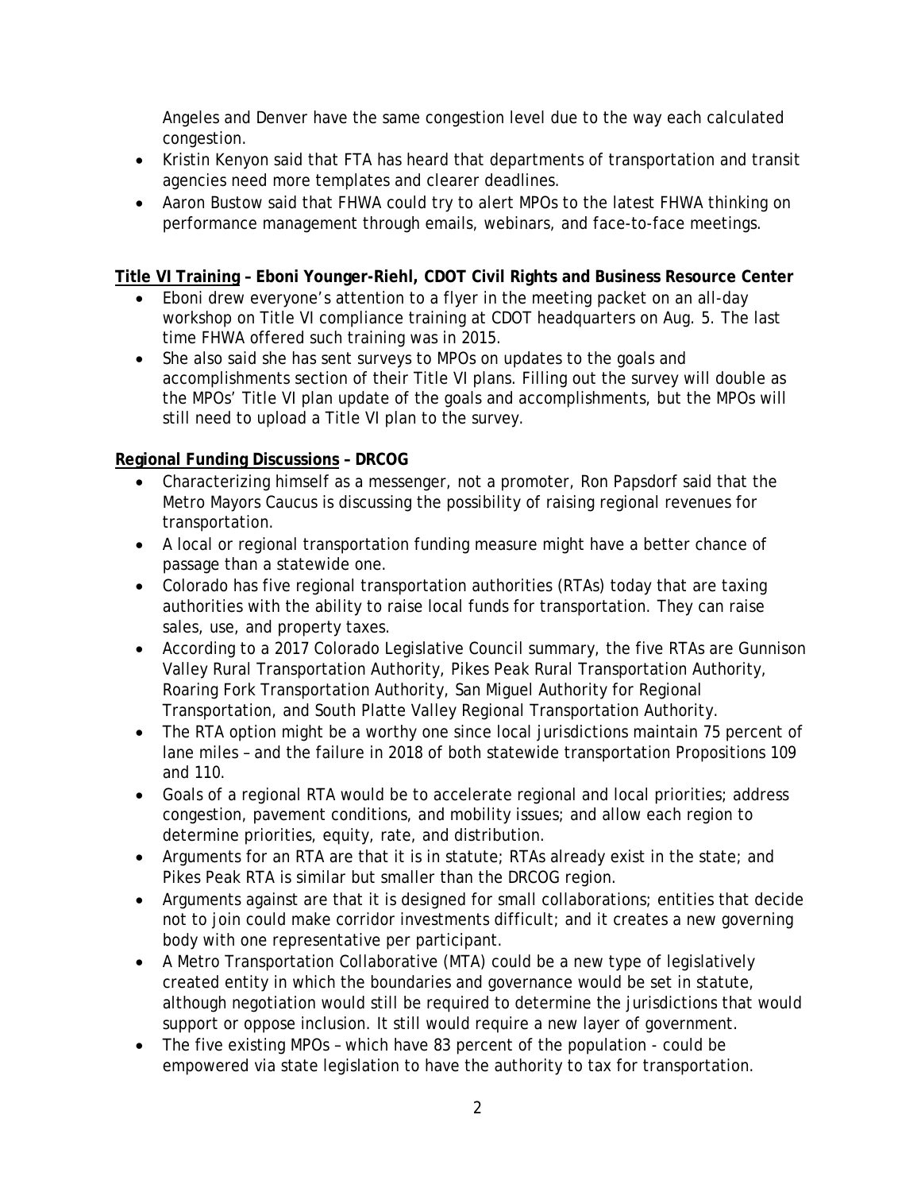Angeles and Denver have the same congestion level due to the way each calculated congestion.

- Kristin Kenyon said that FTA has heard that departments of transportation and transit agencies need more templates and clearer deadlines.
- Aaron Bustow said that FHWA could try to alert MPOs to the latest FHWA thinking on performance management through emails, webinars, and face-to-face meetings.

**<u>Title VI Training</u> – Eboni Younger-Riehl, CDOT Civil Rights and Business Resource Center**

- Eboni drew everyone's attention to a flyer in the meeting packet on an all-day workshop on Title VI compliance training at CDOT headquarters on Aug. 5. The last time FHWA offered such training was in 2015.
- She also said she has sent surveys to MPOs on updates to the goals and accomplishments section of their Title VI plans. Filling out the survey will double as the MPOs' Title VI plan update of the goals and accomplishments, but the MPOs will still need to upload a Title VI plan to the survey.

**<u>Regional Funding Discussions</u> – DRCOG**

- Characterizing himself as a messenger, not a promoter, Ron Papsdorf said that the Metro Mayors Caucus is discussing the possibility of raising regional revenues for transportation.
- A local or regional transportation funding measure might have a better chance of passage than a statewide one.
- Colorado has five regional transportation authorities (RTAs) today that are taxing authorities with the ability to raise local funds for transportation. They can raise sales, use, and property taxes.
- According to a 2017 Colorado Legislative Council summary, the five RTAs are Gunnison Valley Rural Transportation Authority, Pikes Peak Rural Transportation Authority, Roaring Fork Transportation Authority, San Miguel Authority for Regional Transportation, and South Platte Valley Regional Transportation Authority.
- The RTA option might be a worthy one since local jurisdictions maintain 75 percent of lane miles – and the failure in 2018 of both statewide transportation Propositions 109 and 110.
- Goals of a regional RTA would be to accelerate regional and local priorities; address congestion, pavement conditions, and mobility issues; and allow each region to determine priorities, equity, rate, and distribution.
- Arguments for an RTA are that it is in statute; RTAs already exist in the state; and Pikes Peak RTA is similar but smaller than the DRCOG region.
- Arguments against are that it is designed for small collaborations; entities that decide not to join could make corridor investments difficult; and it creates a new governing body with one representative per participant.
- A Metro Transportation Collaborative (MTA) could be a new type of legislatively created entity in which the boundaries and governance would be set in statute, although negotiation would still be required to determine the jurisdictions that would support or oppose inclusion. It still would require a new layer of government.
- The five existing MPOs – which have 83 percent of the population - could be empowered via state legislation to have the authority to tax for transportation.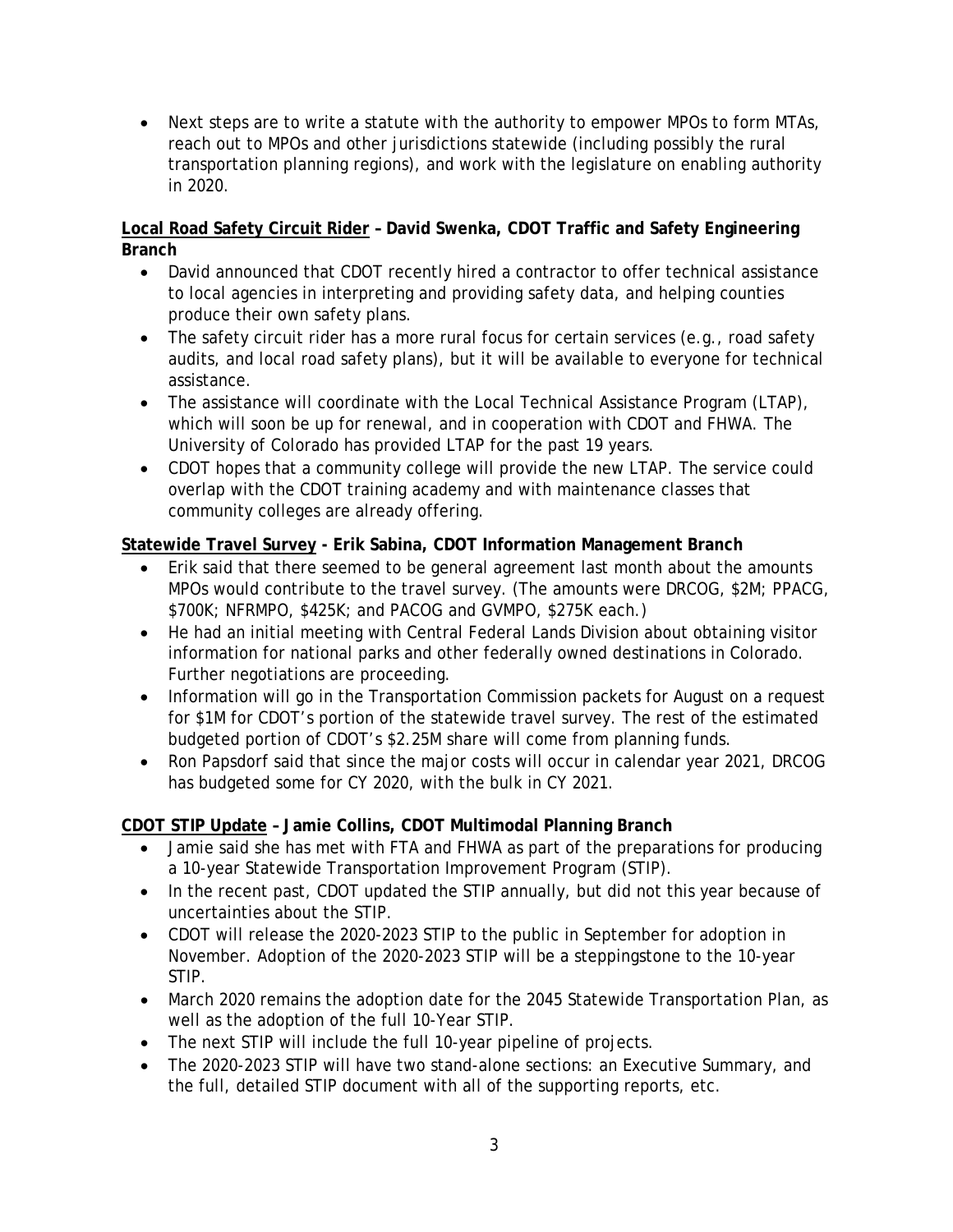- Next steps are to write a statute with the authority to empower MPOs to form MTAs, reach out to MPOs and other jurisdictions statewide (including possibly the rural transportation planning regions), and work with the legislature on enabling authority in 2020.

**<u>Local Road Safety Circuit Rider</u> – David Swenka, CDOT Traffic and Safety Engineering Branch**

- David announced that CDOT recently hired a contractor to offer technical assistance to local agencies in interpreting and providing safety data, and helping counties produce their own safety plans.
- The safety circuit rider has a more rural focus for certain services (e.g., road safety audits, and local road safety plans), but it will be available to everyone for technical assistance.
- The assistance will coordinate with the Local Technical Assistance Program (LTAP), which will soon be up for renewal, and in cooperation with CDOT and FHWA. The University of Colorado has provided LTAP for the past 19 years.
- CDOT hopes that a community college will provide the new LTAP. The service could overlap with the CDOT training academy and with maintenance classes that community colleges are already offering.

**<u>Statewide Travel Survey</u> - Erik Sabina, CDOT Information Management Branch**

- Erik said that there seemed to be general agreement last month about the amounts MPOs would contribute to the travel survey. (The amounts were DRCOG, $2M; PPACG, $700K; NFRMPO, $425K; and PACOG and GVMPO, $275K each.)
- He had an initial meeting with Central Federal Lands Division about obtaining visitor information for national parks and other federally owned destinations in Colorado. Further negotiations are proceeding.
- Information will go in the Transportation Commission packets for August on a request for $1M for CDOT's portion of the statewide travel survey. The rest of the estimated budgeted portion of CDOT's $2.25M share will come from planning funds.
- Ron Papsdorf said that since the major costs will occur in calendar year 2021, DRCOG has budgeted some for CY 2020, with the bulk in CY 2021.

**<u>CDOT STIP Update</u> – Jamie Collins, CDOT Multimodal Planning Branch**

- Jamie said she has met with FTA and FHWA as part of the preparations for producing a 10-year Statewide Transportation Improvement Program (STIP).
- In the recent past, CDOT updated the STIP annually, but did not this year because of uncertainties about the STIP.
- CDOT will release the 2020-2023 STIP to the public in September for adoption in November. Adoption of the 2020-2023 STIP will be a steppingstone to the 10-year STIP.
- March 2020 remains the adoption date for the 2045 Statewide Transportation Plan, as well as the adoption of the full 10-Year STIP.
- The next STIP will include the full 10-year pipeline of projects.
- The 2020-2023 STIP will have two stand-alone sections: an Executive Summary, and the full, detailed STIP document with all of the supporting reports, etc.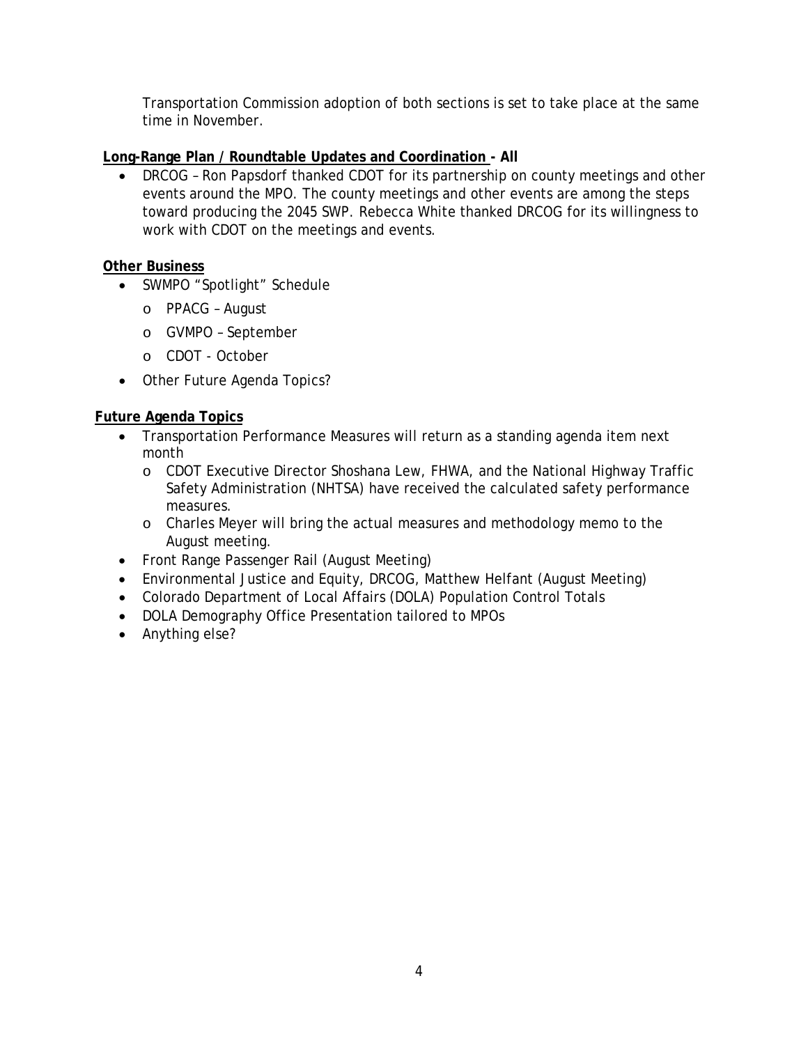Transportation Commission adoption of both sections is set to take place at the same time in November.

**Long-Range Plan / Roundtable Updates and Coordination - All**

- DRCOG – Ron Papsdorf thanked CDOT for its partnership on county meetings and other events around the MPO. The county meetings and other events are among the steps toward producing the 2045 SWP. Rebecca White thanked DRCOG for its willingness to work with CDOT on the meetings and events.

**Other Business**

- SWMPO "Spotlight" Schedule
  - PPACG – August
  - GVMPO – September
  - CDOT - October
- Other Future Agenda Topics?

**Future Agenda Topics**

- Transportation Performance Measures will return as a standing agenda item next month
  - CDOT Executive Director Shoshana Lew, FHWA, and the National Highway Traffic Safety Administration (NHTSA) have received the calculated safety performance measures.
  - Charles Meyer will bring the actual measures and methodology memo to the August meeting.
- Front Range Passenger Rail (August Meeting)
- Environmental Justice and Equity, DRCOG, Matthew Helfant (August Meeting)
- Colorado Department of Local Affairs (DOLA) Population Control Totals
- DOLA Demography Office Presentation tailored to MPOs
- Anything else?